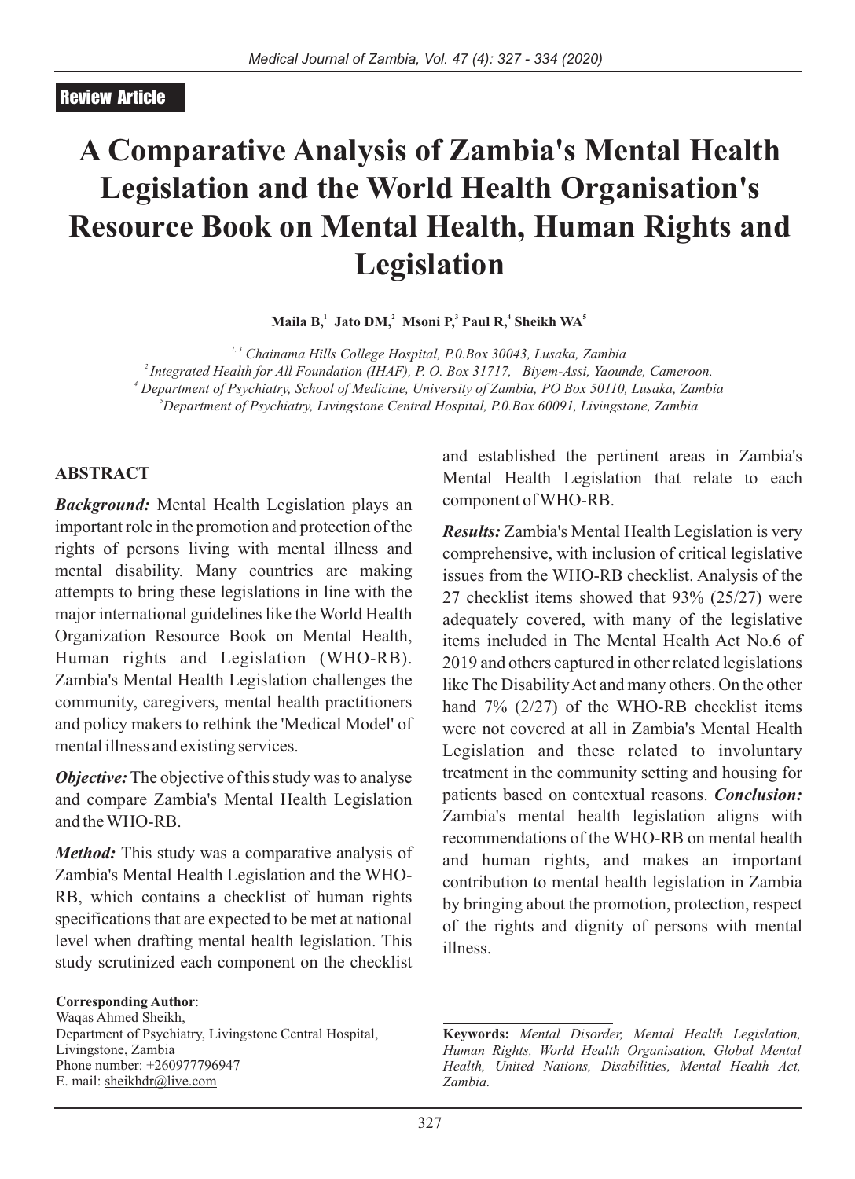Review Article

# A Comparative Analysis of Zambia's Mental Health Legislation and the World Health Organisation's Resource Book on Mental Health, Human Rights and Legislation

**Maila B,[1] Jato DM,[2] Msoni P,[3] Paul R,[4] Sheikh WA[5]**

[1,3] *Chainama Hills College Hospital, P.0.Box 30043, Lusaka, Zambia*
[2] *Integrated Health for All Foundation (IHAF), P. O. Box 31717, Biyem-Assi, Yaounde, Cameroon.*
[4] *Department of Psychiatry, School of Medicine, University of Zambia, PO Box 50110, Lusaka, Zambia*
[5] *Department of Psychiatry, Livingstone Central Hospital, P.0.Box 60091, Livingstone, Zambia*

## ABSTRACT

***Background:*** Mental Health Legislation plays an important role in the promotion and protection of the rights of persons living with mental illness and mental disability. Many countries are making attempts to bring these legislations in line with the major international guidelines like the World Health Organization Resource Book on Mental Health, Human rights and Legislation (WHO-RB). Zambia's Mental Health Legislation challenges the community, caregivers, mental health practitioners and policy makers to rethink the 'Medical Model' of mental illness and existing services.

***Objective:*** The objective of this study was to analyse and compare Zambia's Mental Health Legislation and the WHO-RB.

***Method:*** This study was a comparative analysis of Zambia's Mental Health Legislation and the WHO-RB, which contains a checklist of human rights specifications that are expected to be met at national level when drafting mental health legislation. This study scrutinized each component on the checklist and established the pertinent areas in Zambia's Mental Health Legislation that relate to each component of WHO-RB.

***Results:*** Zambia's Mental Health Legislation is very comprehensive, with inclusion of critical legislative issues from the WHO-RB checklist. Analysis of the 27 checklist items showed that 93% (25/27) were adequately covered, with many of the legislative items included in The Mental Health Act No.6 of 2019 and others captured in other related legislations like The Disability Act and many others. On the other hand 7% (2/27) of the WHO-RB checklist items were not covered at all in Zambia's Mental Health Legislation and these related to involuntary treatment in the community setting and housing for patients based on contextual reasons. ***Conclusion:*** Zambia's mental health legislation aligns with recommendations of the WHO-RB on mental health and human rights, and makes an important contribution to mental health legislation in Zambia by bringing about the promotion, protection, respect of the rights and dignity of persons with mental illness.

**Keywords:** *Mental Disorder, Mental Health Legislation, Human Rights, World Health Organisation, Global Mental Health, United Nations, Disabilities, Mental Health Act, Zambia.*

**Corresponding Author**:
Waqas Ahmed Sheikh,
Department of Psychiatry, Livingstone Central Hospital,
Livingstone, Zambia
Phone number: +260977796947
E. mail: sheikhdr@live.com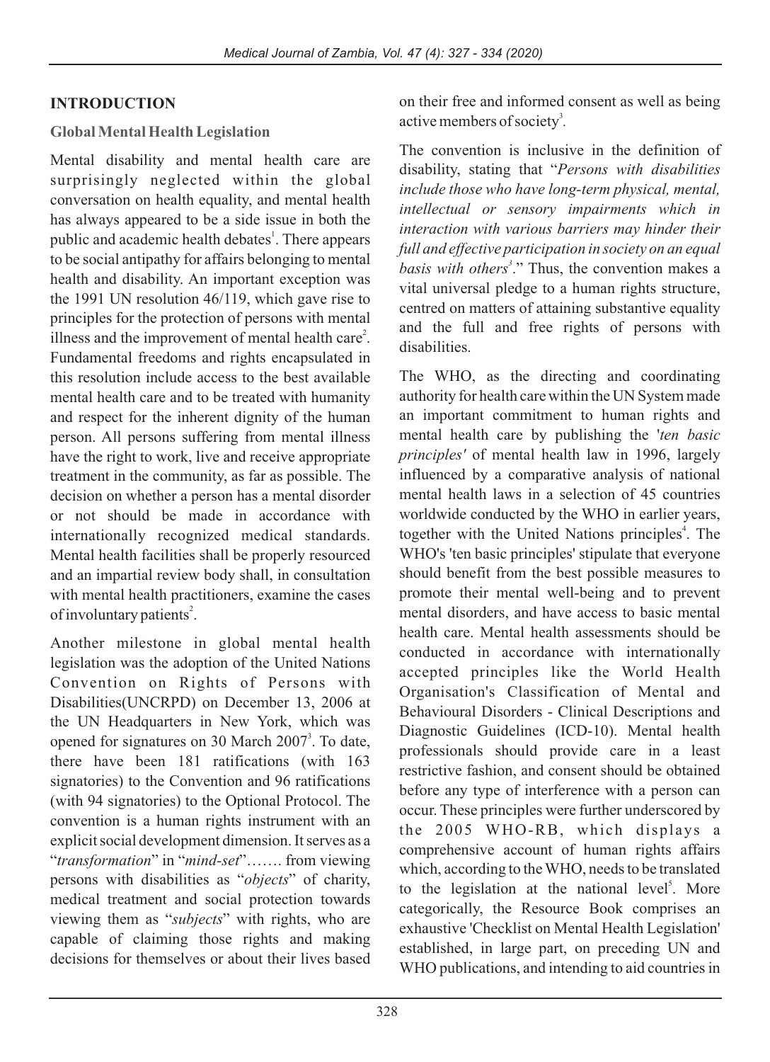## INTRODUCTION

### Global Mental Health Legislation

Mental disability and mental health care are surprisingly neglected within the global conversation on health equality, and mental health has always appeared to be a side issue in both the public and academic health debates[1]. There appears to be social antipathy for affairs belonging to mental health and disability. An important exception was the 1991 UN resolution 46/119, which gave rise to principles for the protection of persons with mental illness and the improvement of mental health care[2]. Fundamental freedoms and rights encapsulated in this resolution include access to the best available mental health care and to be treated with humanity and respect for the inherent dignity of the human person. All persons suffering from mental illness have the right to work, live and receive appropriate treatment in the community, as far as possible. The decision on whether a person has a mental disorder or not should be made in accordance with internationally recognized medical standards. Mental health facilities shall be properly resourced and an impartial review body shall, in consultation with mental health practitioners, examine the cases of involuntary patients[2].

Another milestone in global mental health legislation was the adoption of the United Nations Convention on Rights of Persons with Disabilities(UNCRPD) on December 13, 2006 at the UN Headquarters in New York, which was opened for signatures on 30 March 2007[3]. To date, there have been 181 ratifications (with 163 signatories) to the Convention and 96 ratifications (with 94 signatories) to the Optional Protocol. The convention is a human rights instrument with an explicit social development dimension. It serves as a "*transformation*" in "*mind-set*"……. from viewing persons with disabilities as "*objects*" of charity, medical treatment and social protection towards viewing them as "*subjects*" with rights, who are capable of claiming those rights and making decisions for themselves or about their lives based on their free and informed consent as well as being active members of society[3].

The convention is inclusive in the definition of disability, stating that "*Persons with disabilities include those who have long-term physical, mental, intellectual or sensory impairments which in interaction with various barriers may hinder their full and effective participation in society on an equal basis with others*[3]." Thus, the convention makes a vital universal pledge to a human rights structure, centred on matters of attaining substantive equality and the full and free rights of persons with disabilities.

The WHO, as the directing and coordinating authority for health care within the UN System made an important commitment to human rights and mental health care by publishing the '*ten basic principles'* of mental health law in 1996, largely influenced by a comparative analysis of national mental health laws in a selection of 45 countries worldwide conducted by the WHO in earlier years, together with the United Nations principles[4]. The WHO's 'ten basic principles' stipulate that everyone should benefit from the best possible measures to promote their mental well-being and to prevent mental disorders, and have access to basic mental health care. Mental health assessments should be conducted in accordance with internationally accepted principles like the World Health Organisation's Classification of Mental and Behavioural Disorders - Clinical Descriptions and Diagnostic Guidelines (ICD-10). Mental health professionals should provide care in a least restrictive fashion, and consent should be obtained before any type of interference with a person can occur. These principles were further underscored by the 2005 WHO-RB, which displays a comprehensive account of human rights affairs which, according to the WHO, needs to be translated to the legislation at the national level[5]. More categorically, the Resource Book comprises an exhaustive 'Checklist on Mental Health Legislation' established, in large part, on preceding UN and WHO publications, and intending to aid countries in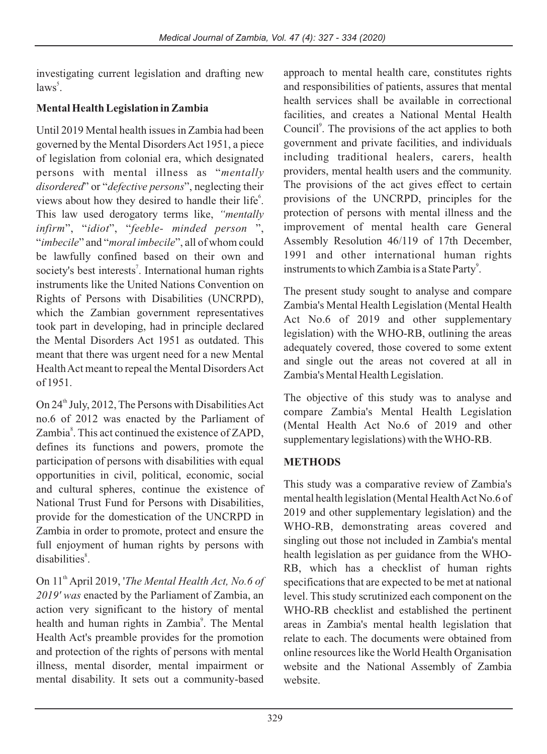investigating current legislation and drafting new laws[5].

**Mental Health Legislation in Zambia**

Until 2019 Mental health issues in Zambia had been governed by the Mental Disorders Act 1951, a piece of legislation from colonial era, which designated persons with mental illness as "*mentally disordered*" or "*defective persons*", neglecting their views about how they desired to handle their life[6]. This law used derogatory terms like, *"mentally infirm*", "*idiot*", "*feeble- minded person* ", "*imbecile*" and "*moral imbecile*", all of whom could be lawfully confined based on their own and society's best interests[7]. International human rights instruments like the United Nations Convention on Rights of Persons with Disabilities (UNCRPD), which the Zambian government representatives took part in developing, had in principle declared the Mental Disorders Act 1951 as outdated. This meant that there was urgent need for a new Mental Health Act meant to repeal the Mental Disorders Act of 1951.

On 24th July, 2012, The Persons with Disabilities Act no.6 of 2012 was enacted by the Parliament of Zambia[8]. This act continued the existence of ZAPD, defines its functions and powers, promote the participation of persons with disabilities with equal opportunities in civil, political, economic, social and cultural spheres, continue the existence of National Trust Fund for Persons with Disabilities, provide for the domestication of the UNCRPD in Zambia in order to promote, protect and ensure the full enjoyment of human rights by persons with disabilities[8].

On 11th April 2019, '*The Mental Health Act, No.6 of 2019' was* enacted by the Parliament of Zambia, an action very significant to the history of mental health and human rights in Zambia[9]. The Mental Health Act's preamble provides for the promotion and protection of the rights of persons with mental illness, mental disorder, mental impairment or mental disability. It sets out a community-based approach to mental health care, constitutes rights and responsibilities of patients, assures that mental health services shall be available in correctional facilities, and creates a National Mental Health Council[9]. The provisions of the act applies to both government and private facilities, and individuals including traditional healers, carers, health providers, mental health users and the community. The provisions of the act gives effect to certain provisions of the UNCRPD, principles for the protection of persons with mental illness and the improvement of mental health care General Assembly Resolution 46/119 of 17th December, 1991 and other international human rights instruments to which Zambia is a State Party[9].

The present study sought to analyse and compare Zambia's Mental Health Legislation (Mental Health Act No.6 of 2019 and other supplementary legislation) with the WHO-RB, outlining the areas adequately covered, those covered to some extent and single out the areas not covered at all in Zambia's Mental Health Legislation.

The objective of this study was to analyse and compare Zambia's Mental Health Legislation (Mental Health Act No.6 of 2019 and other supplementary legislations) with the WHO-RB.

## METHODS

This study was a comparative review of Zambia's mental health legislation (Mental Health Act No.6 of 2019 and other supplementary legislation) and the WHO-RB, demonstrating areas covered and singling out those not included in Zambia's mental health legislation as per guidance from the WHO-RB, which has a checklist of human rights specifications that are expected to be met at national level. This study scrutinized each component on the WHO-RB checklist and established the pertinent areas in Zambia's mental health legislation that relate to each. The documents were obtained from online resources like the World Health Organisation website and the National Assembly of Zambia website.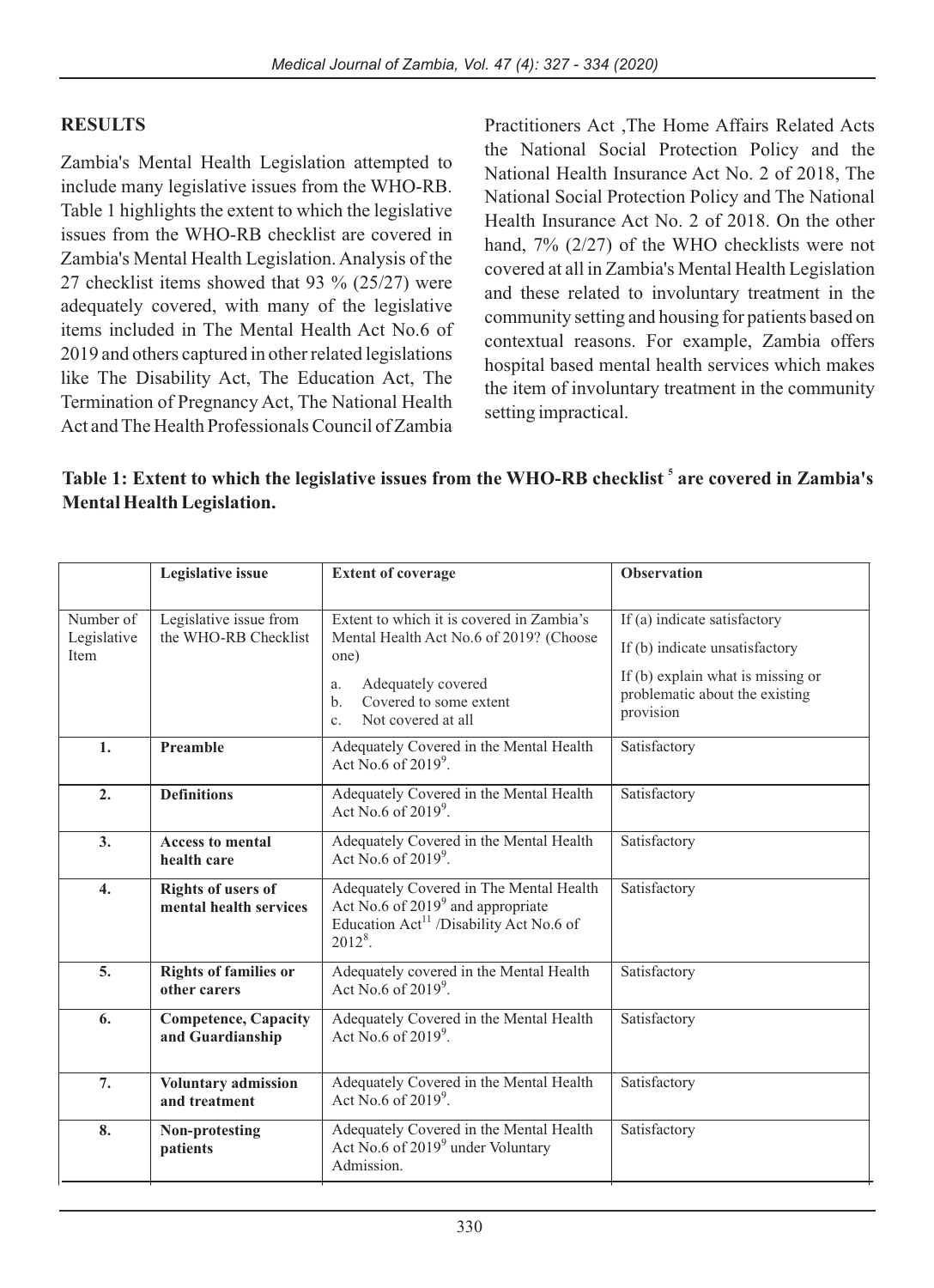## RESULTS

Zambia's Mental Health Legislation attempted to include many legislative issues from the WHO-RB. Table 1 highlights the extent to which the legislative issues from the WHO-RB checklist are covered in Zambia's Mental Health Legislation. Analysis of the 27 checklist items showed that 93 % (25/27) were adequately covered, with many of the legislative items included in The Mental Health Act No.6 of 2019 and others captured in other related legislations like The Disability Act, The Education Act, The Termination of Pregnancy Act, The National Health Act and The Health Professionals Council of Zambia Practitioners Act ,The Home Affairs Related Acts the National Social Protection Policy and the National Health Insurance Act No. 2 of 2018, The National Social Protection Policy and The National Health Insurance Act No. 2 of 2018. On the other hand, 7% (2/27) of the WHO checklists were not covered at all in Zambia's Mental Health Legislation and these related to involuntary treatment in the community setting and housing for patients based on contextual reasons. For example, Zambia offers hospital based mental health services which makes the item of involuntary treatment in the community setting impractical.

**Table 1: Extent to which the legislative issues from the WHO-RB checklist [5] are covered in Zambia's Mental Health Legislation.**

| | Legislative issue | Extent of coverage | Observation |
|---|---|---|---|
| Number of Legislative Item | Legislative issue from the WHO-RB Checklist | Extent to which it is covered in Zambia's Mental Health Act No.6 of 2019? (Choose one)<br>a. Adequately covered<br>b. Covered to some extent<br>c. Not covered at all | If (a) indicate satisfactory<br>If (b) indicate unsatisfactory<br>If (b) explain what is missing or problematic about the existing provision |
| **1.** | **Preamble** | Adequately Covered in the Mental Health Act No.6 of 2019[9]. | Satisfactory |
| **2.** | **Definitions** | Adequately Covered in the Mental Health Act No.6 of 2019[9]. | Satisfactory |
| **3.** | **Access to mental health care** | Adequately Covered in the Mental Health Act No.6 of 2019[9]. | Satisfactory |
| **4.** | **Rights of users of mental health services** | Adequately Covered in The Mental Health Act No.6 of 2019[9] and appropriate Education Act[11] /Disability Act No.6 of 2012[8]. | Satisfactory |
| **5.** | **Rights of families or other carers** | Adequately covered in the Mental Health Act No.6 of 2019[9]. | Satisfactory |
| **6.** | **Competence, Capacity and Guardianship** | Adequately Covered in the Mental Health Act No.6 of 2019[9]. | Satisfactory |
| **7.** | **Voluntary admission and treatment** | Adequately Covered in the Mental Health Act No.6 of 2019[9]. | Satisfactory |
| **8.** | **Non-protesting patients** | Adequately Covered in the Mental Health Act No.6 of 2019[9] under Voluntary Admission. | Satisfactory |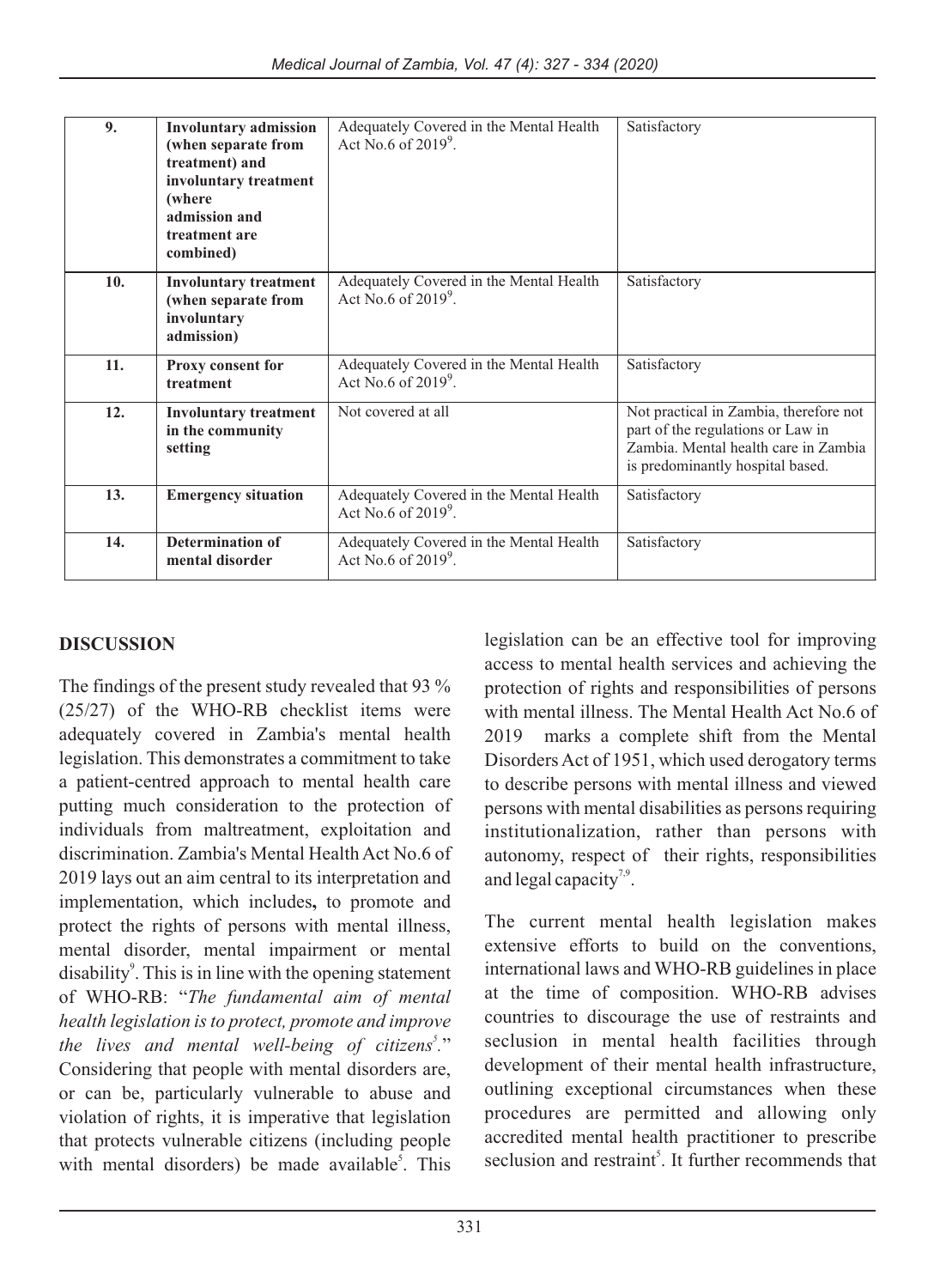| 9. | **Involuntary admission (when separate from treatment) and involuntary treatment (where admission and treatment are combined)** | Adequately Covered in the Mental Health Act No.6 of 2019[9]. | Satisfactory |
|---|---|---|---|
| 10. | **Involuntary treatment (when separate from involuntary admission)** | Adequately Covered in the Mental Health Act No.6 of 2019[9]. | Satisfactory |
| 11. | **Proxy consent for treatment** | Adequately Covered in the Mental Health Act No.6 of 2019[9]. | Satisfactory |
| 12. | **Involuntary treatment in the community setting** | Not covered at all | Not practical in Zambia, therefore not part of the regulations or Law in Zambia. Mental health care in Zambia is predominantly hospital based. |
| 13. | **Emergency situation** | Adequately Covered in the Mental Health Act No.6 of 2019[9]. | Satisfactory |
| 14. | **Determination of mental disorder** | Adequately Covered in the Mental Health Act No.6 of 2019[9]. | Satisfactory |

## DISCUSSION

The findings of the present study revealed that 93 % (25/27) of the WHO-RB checklist items were adequately covered in Zambia's mental health legislation. This demonstrates a commitment to take a patient-centred approach to mental health care putting much consideration to the protection of individuals from maltreatment, exploitation and discrimination. Zambia's Mental Health Act No.6 of 2019 lays out an aim central to its interpretation and implementation, which includes**,** to promote and protect the rights of persons with mental illness, mental disorder, mental impairment or mental disability[9]. This is in line with the opening statement of WHO-RB: "*The fundamental aim of mental health legislation is to protect, promote and improve the lives and mental well-being of citizens*[5]." Considering that people with mental disorders are, or can be, particularly vulnerable to abuse and violation of rights, it is imperative that legislation that protects vulnerable citizens (including people with mental disorders) be made available[5]. This legislation can be an effective tool for improving access to mental health services and achieving the protection of rights and responsibilities of persons with mental illness. The Mental Health Act No.6 of 2019 marks a complete shift from the Mental Disorders Act of 1951, which used derogatory terms to describe persons with mental illness and viewed persons with mental disabilities as persons requiring institutionalization, rather than persons with autonomy, respect of their rights, responsibilities and legal capacity[7,9].

The current mental health legislation makes extensive efforts to build on the conventions, international laws and WHO-RB guidelines in place at the time of composition. WHO-RB advises countries to discourage the use of restraints and seclusion in mental health facilities through development of their mental health infrastructure, outlining exceptional circumstances when these procedures are permitted and allowing only accredited mental health practitioner to prescribe seclusion and restraint[5]. It further recommends that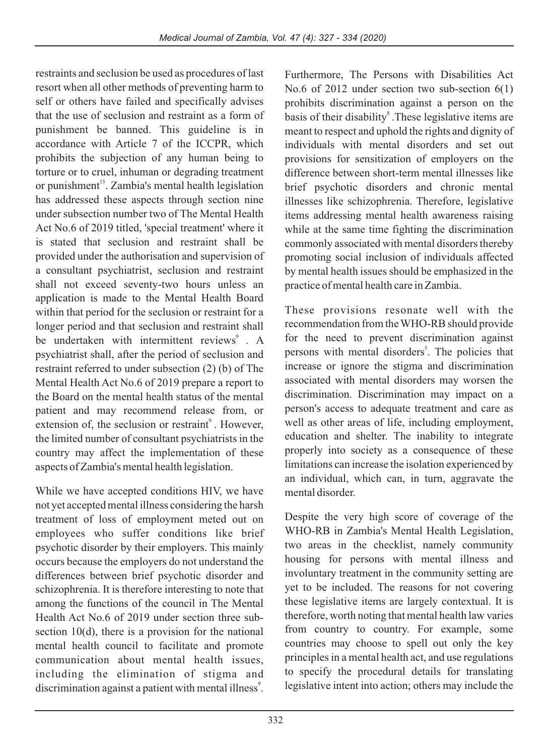restraints and seclusion be used as procedures of last resort when all other methods of preventing harm to self or others have failed and specifically advises that the use of seclusion and restraint as a form of punishment be banned. This guideline is in accordance with Article 7 of the ICCPR, which prohibits the subjection of any human being to torture or to cruel, inhuman or degrading treatment or punishment[15]. Zambia's mental health legislation has addressed these aspects through section nine under subsection number two of The Mental Health Act No.6 of 2019 titled, 'special treatment' where it is stated that seclusion and restraint shall be provided under the authorisation and supervision of a consultant psychiatrist, seclusion and restraint shall not exceed seventy-two hours unless an application is made to the Mental Health Board within that period for the seclusion or restraint for a longer period and that seclusion and restraint shall be undertaken with intermittent reviews[9] . A psychiatrist shall, after the period of seclusion and restraint referred to under subsection (2) (b) of The Mental Health Act No.6 of 2019 prepare a report to the Board on the mental health status of the mental patient and may recommend release from, or extension of, the seclusion or restraint[9] . However, the limited number of consultant psychiatrists in the country may affect the implementation of these aspects of Zambia's mental health legislation.

While we have accepted conditions HIV, we have not yet accepted mental illness considering the harsh treatment of loss of employment meted out on employees who suffer conditions like brief psychotic disorder by their employers. This mainly occurs because the employers do not understand the differences between brief psychotic disorder and schizophrenia. It is therefore interesting to note that among the functions of the council in The Mental Health Act No.6 of 2019 under section three sub-section 10(d), there is a provision for the national mental health council to facilitate and promote communication about mental health issues, including the elimination of stigma and discrimination against a patient with mental illness[9]. Furthermore, The Persons with Disabilities Act No.6 of 2012 under section two sub-section 6(1) prohibits discrimination against a person on the basis of their disability[8] .These legislative items are meant to respect and uphold the rights and dignity of individuals with mental disorders and set out provisions for sensitization of employers on the difference between short-term mental illnesses like brief psychotic disorders and chronic mental illnesses like schizophrenia. Therefore, legislative items addressing mental health awareness raising while at the same time fighting the discrimination commonly associated with mental disorders thereby promoting social inclusion of individuals affected by mental health issues should be emphasized in the practice of mental health care in Zambia.

These provisions resonate well with the recommendation from the WHO-RB should provide for the need to prevent discrimination against persons with mental disorders[5]. The policies that increase or ignore the stigma and discrimination associated with mental disorders may worsen the discrimination. Discrimination may impact on a person's access to adequate treatment and care as well as other areas of life, including employment, education and shelter. The inability to integrate properly into society as a consequence of these limitations can increase the isolation experienced by an individual, which can, in turn, aggravate the mental disorder.

Despite the very high score of coverage of the WHO-RB in Zambia's Mental Health Legislation, two areas in the checklist, namely community housing for persons with mental illness and involuntary treatment in the community setting are yet to be included. The reasons for not covering these legislative items are largely contextual. It is therefore, worth noting that mental health law varies from country to country. For example, some countries may choose to spell out only the key principles in a mental health act, and use regulations to specify the procedural details for translating legislative intent into action; others may include the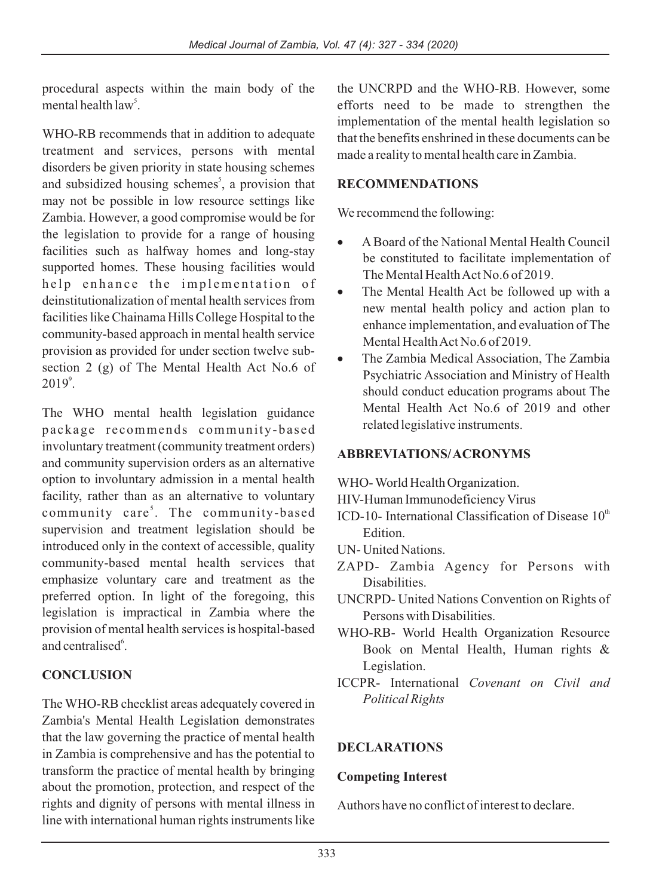procedural aspects within the main body of the mental health law[5].

WHO-RB recommends that in addition to adequate treatment and services, persons with mental disorders be given priority in state housing schemes and subsidized housing schemes[5], a provision that may not be possible in low resource settings like Zambia. However, a good compromise would be for the legislation to provide for a range of housing facilities such as halfway homes and long-stay supported homes. These housing facilities would help enhance the implementation of deinstitutionalization of mental health services from facilities like Chainama Hills College Hospital to the community-based approach in mental health service provision as provided for under section twelve sub-section 2 (g) of The Mental Health Act No.6 of 2019[9].

The WHO mental health legislation guidance package recommends community-based involuntary treatment (community treatment orders) and community supervision orders as an alternative option to involuntary admission in a mental health facility, rather than as an alternative to voluntary community care[5]. The community-based supervision and treatment legislation should be introduced only in the context of accessible, quality community-based mental health services that emphasize voluntary care and treatment as the preferred option. In light of the foregoing, this legislation is impractical in Zambia where the provision of mental health services is hospital-based and centralised[6].

## CONCLUSION

The WHO-RB checklist areas adequately covered in Zambia's Mental Health Legislation demonstrates that the law governing the practice of mental health in Zambia is comprehensive and has the potential to transform the practice of mental health by bringing about the promotion, protection, and respect of the rights and dignity of persons with mental illness in line with international human rights instruments like the UNCRPD and the WHO-RB. However, some efforts need to be made to strengthen the implementation of the mental health legislation so that the benefits enshrined in these documents can be made a reality to mental health care in Zambia.

## RECOMMENDATIONS

We recommend the following:

- A Board of the National Mental Health Council be constituted to facilitate implementation of The Mental Health Act No.6 of 2019.
- The Mental Health Act be followed up with a new mental health policy and action plan to enhance implementation, and evaluation of The Mental Health Act No.6 of 2019.
- The Zambia Medical Association, The Zambia Psychiatric Association and Ministry of Health should conduct education programs about The Mental Health Act No.6 of 2019 and other related legislative instruments.

## ABBREVIATIONS/ ACRONYMS

WHO- World Health Organization.
HIV-Human Immunodeficiency Virus
ICD-10- International Classification of Disease 10th Edition.
UN- United Nations.
ZAPD- Zambia Agency for Persons with Disabilities.
UNCRPD- United Nations Convention on Rights of Persons with Disabilities.
WHO-RB- World Health Organization Resource Book on Mental Health, Human rights & Legislation.
ICCPR- International *Covenant on Civil and Political Rights*

## DECLARATIONS

### Competing Interest

Authors have no conflict of interest to declare.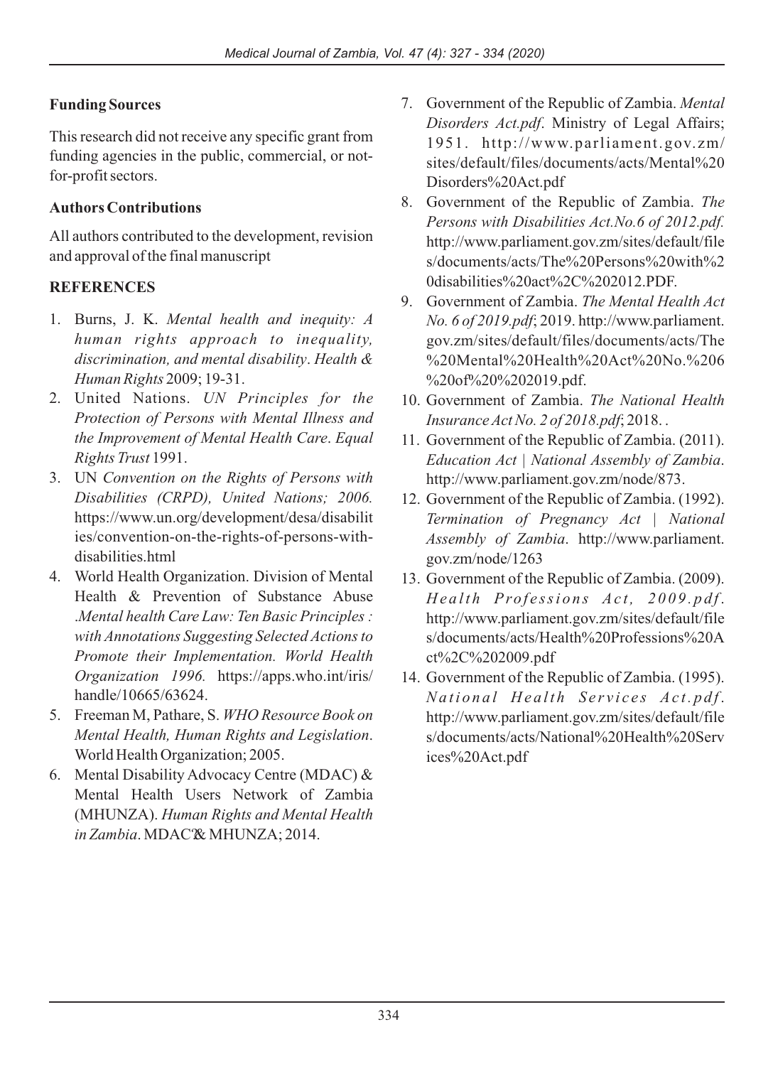**Funding Sources**

This research did not receive any specific grant from funding agencies in the public, commercial, or not-for-profit sectors.

**Authors Contributions**

All authors contributed to the development, revision and approval of the final manuscript

**REFERENCES**

1. Burns, J. K. *Mental health and inequity: A human rights approach to inequality, discrimination, and mental disability*. *Health & Human Rights* 2009; 19-31.
2. United Nations. *UN Principles for the Protection of Persons with Mental Illness and the Improvement of Mental Health Care*. *Equal Rights Trust* 1991.
3. UN *Convention on the Rights of Persons with Disabilities (CRPD), United Nations; 2006.* https://www.un.org/development/desa/disabilities/convention-on-the-rights-of-persons-with-disabilities.html
4. World Health Organization. Division of Mental Health & Prevention of Substance Abuse .*Mental health Care Law: Ten Basic Principles : with Annotations Suggesting Selected Actions to Promote their Implementation. World Health Organization 1996.* https://apps.who.int/iris/handle/10665/63624.
5. Freeman M, Pathare, S. *WHO Resource Book on Mental Health, Human Rights and Legislation*. World Health Organization; 2005.
6. Mental Disability Advocacy Centre (MDAC) & Mental Health Users Network of Zambia (MHUNZA). *Human Rights and Mental Health in Zambia*. MDAC?& MHUNZA; 2014.
7. Government of the Republic of Zambia. *Mental Disorders Act.pdf*. Ministry of Legal Affairs; 1951. http://www.parliament.gov.zm/sites/default/files/documents/acts/Mental%20Disorders%20Act.pdf
8. Government of the Republic of Zambia. *The Persons with Disabilities Act.No.6 of 2012.pdf.* http://www.parliament.gov.zm/sites/default/files/documents/acts/The%20Persons%20with%20disabilities%20act%2C%202012.PDF.
9. Government of Zambia. *The Mental Health Act No. 6 of 2019.pdf*; 2019. http://www.parliament.gov.zm/sites/default/files/documents/acts/The%20Mental%20Health%20Act%20No.%206%20of%20%202019.pdf.
10. Government of Zambia. *The National Health Insurance Act No. 2 of 2018.pdf*; 2018. .
11. Government of the Republic of Zambia. (2011). *Education Act | National Assembly of Zambia*. http://www.parliament.gov.zm/node/873.
12. Government of the Republic of Zambia. (1992). *Termination of Pregnancy Act | National Assembly of Zambia*. http://www.parliament.gov.zm/node/1263
13. Government of the Republic of Zambia. (2009). *Health Professions Act, 2009.pdf*. http://www.parliament.gov.zm/sites/default/files/documents/acts/Health%20Professions%20Act%2C%202009.pdf
14. Government of the Republic of Zambia. (1995). *National Health Services Act.pdf*. http://www.parliament.gov.zm/sites/default/files/documents/acts/National%20Health%20Services%20Act.pdf